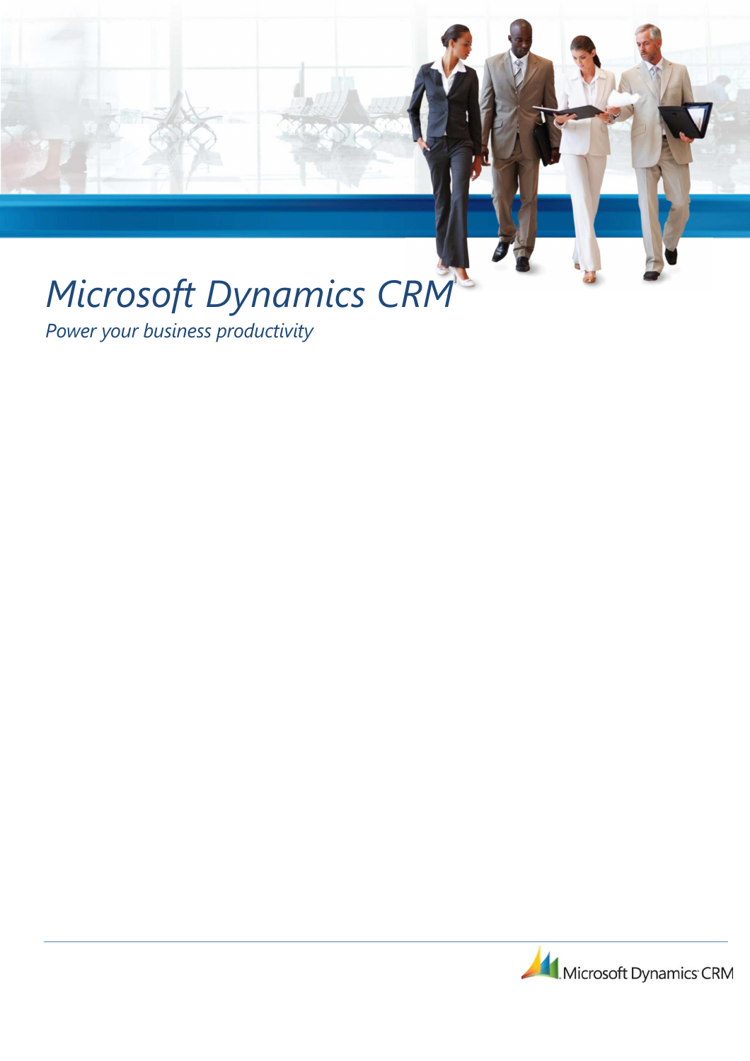# Microsoft Dynamics CRM

*Power your business productivity*

Microsoft Dynamics CRM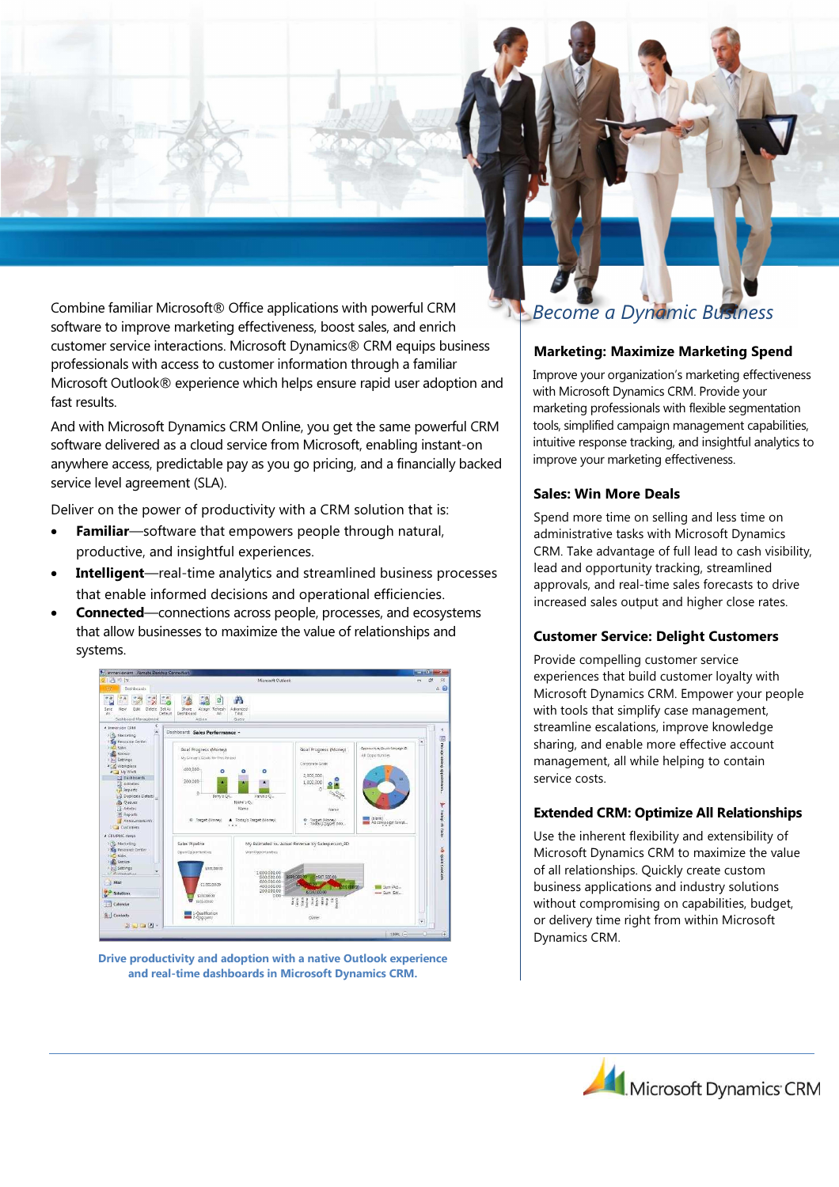Combine familiar Microsoft® Office applications with powerful CRM software to improve marketing effectiveness, boost sales, and enrich customer service interactions. Microsoft Dynamics® CRM equips business professionals with access to customer information through a familiar Microsoft Outlook® experience which helps ensure rapid user adoption and fast results.

And with Microsoft Dynamics CRM Online, you get the same powerful CRM software delivered as a cloud service from Microsoft, enabling instant-on anywhere access, predictable pay as you go pricing, and a financially backed service level agreement (SLA).

Deliver on the power of productivity with a CRM solution that is:

- **Familiar**—software that empowers people through natural, productive, and insightful experiences.
- **Intelligent**—real-time analytics and streamlined business processes that enable informed decisions and operational efficiencies.
- **Connected**—connections across people, processes, and ecosystems that allow businesses to maximize the value of relationships and systems.

**Drive productivity and adoption with a native Outlook experience and real-time dashboards in Microsoft Dynamics CRM.**

## *Become a Dynamic Business*

### Marketing: Maximize Marketing Spend

Improve your organization's marketing effectiveness with Microsoft Dynamics CRM. Provide your marketing professionals with flexible segmentation tools, simplified campaign management capabilities, intuitive response tracking, and insightful analytics to improve your marketing effectiveness.

### Sales: Win More Deals

Spend more time on selling and less time on administrative tasks with Microsoft Dynamics CRM. Take advantage of full lead to cash visibility, lead and opportunity tracking, streamlined approvals, and real-time sales forecasts to drive increased sales output and higher close rates.

### Customer Service: Delight Customers

Provide compelling customer service experiences that build customer loyalty with Microsoft Dynamics CRM. Empower your people with tools that simplify case management, streamline escalations, improve knowledge sharing, and enable more effective account management, all while helping to contain service costs.

### Extended CRM: Optimize All Relationships

Use the inherent flexibility and extensibility of Microsoft Dynamics CRM to maximize the value of all relationships. Quickly create custom business applications and industry solutions without compromising on capabilities, budget, or delivery time right from within Microsoft Dynamics CRM.

Microsoft Dynamics CRM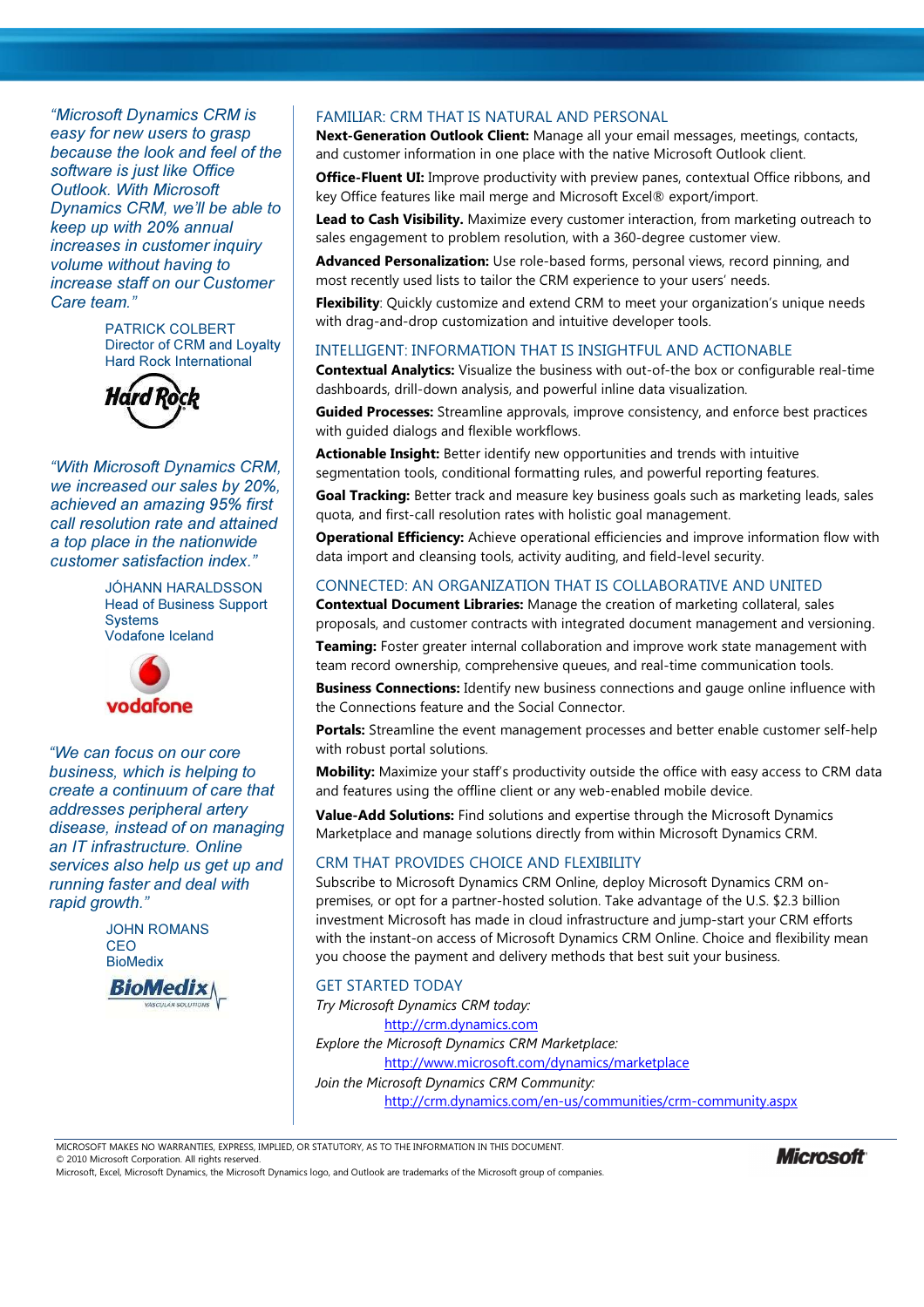*"Microsoft Dynamics CRM is easy for new users to grasp because the look and feel of the software is just like Office Outlook. With Microsoft Dynamics CRM, we'll be able to keep up with 20% annual increases in customer inquiry volume without having to increase staff on our Customer Care team."*

PATRICK COLBERT
Director of CRM and Loyalty
Hard Rock International

*"With Microsoft Dynamics CRM, we increased our sales by 20%, achieved an amazing 95% first call resolution rate and attained a top place in the nationwide customer satisfaction index."*

JÓHANN HARALDSSON
Head of Business Support Systems
Vodafone Iceland

*"We can focus on our core business, which is helping to create a continuum of care that addresses peripheral artery disease, instead of on managing an IT infrastructure. Online services also help us get up and running faster and deal with rapid growth."*

JOHN ROMANS
CEO
BioMedix

## FAMILIAR: CRM THAT IS NATURAL AND PERSONAL

**Next-Generation Outlook Client:** Manage all your email messages, meetings, contacts, and customer information in one place with the native Microsoft Outlook client.

**Office-Fluent UI:** Improve productivity with preview panes, contextual Office ribbons, and key Office features like mail merge and Microsoft Excel® export/import.

**Lead to Cash Visibility.** Maximize every customer interaction, from marketing outreach to sales engagement to problem resolution, with a 360-degree customer view.

**Advanced Personalization:** Use role-based forms, personal views, record pinning, and most recently used lists to tailor the CRM experience to your users' needs.

**Flexibility**: Quickly customize and extend CRM to meet your organization's unique needs with drag-and-drop customization and intuitive developer tools.

## INTELLIGENT: INFORMATION THAT IS INSIGHTFUL AND ACTIONABLE

**Contextual Analytics:** Visualize the business with out-of-the box or configurable real-time dashboards, drill-down analysis, and powerful inline data visualization.

**Guided Processes:** Streamline approvals, improve consistency, and enforce best practices with guided dialogs and flexible workflows.

**Actionable Insight:** Better identify new opportunities and trends with intuitive segmentation tools, conditional formatting rules, and powerful reporting features.

**Goal Tracking:** Better track and measure key business goals such as marketing leads, sales quota, and first-call resolution rates with holistic goal management.

**Operational Efficiency:** Achieve operational efficiencies and improve information flow with data import and cleansing tools, activity auditing, and field-level security.

## CONNECTED: AN ORGANIZATION THAT IS COLLABORATIVE AND UNITED

**Contextual Document Libraries:** Manage the creation of marketing collateral, sales proposals, and customer contracts with integrated document management and versioning.

**Teaming:** Foster greater internal collaboration and improve work state management with team record ownership, comprehensive queues, and real-time communication tools.

**Business Connections:** Identify new business connections and gauge online influence with the Connections feature and the Social Connector.

**Portals:** Streamline the event management processes and better enable customer self-help with robust portal solutions.

**Mobility:** Maximize your staff's productivity outside the office with easy access to CRM data and features using the offline client or any web-enabled mobile device.

**Value-Add Solutions:** Find solutions and expertise through the Microsoft Dynamics Marketplace and manage solutions directly from within Microsoft Dynamics CRM.

## CRM THAT PROVIDES CHOICE AND FLEXIBILITY

Subscribe to Microsoft Dynamics CRM Online, deploy Microsoft Dynamics CRM on-premises, or opt for a partner-hosted solution. Take advantage of the U.S. $2.3 billion investment Microsoft has made in cloud infrastructure and jump-start your CRM efforts with the instant-on access of Microsoft Dynamics CRM Online. Choice and flexibility mean you choose the payment and delivery methods that best suit your business.

## GET STARTED TODAY

*Try Microsoft Dynamics CRM today:*
http://crm.dynamics.com

*Explore the Microsoft Dynamics CRM Marketplace:*
http://www.microsoft.com/dynamics/marketplace

*Join the Microsoft Dynamics CRM Community:*
http://crm.dynamics.com/en-us/communities/crm-community.aspx

MICROSOFT MAKES NO WARRANTIES, EXPRESS, IMPLIED, OR STATUTORY, AS TO THE INFORMATION IN THIS DOCUMENT.
© 2010 Microsoft Corporation. All rights reserved.
Microsoft, Excel, Microsoft Dynamics, the Microsoft Dynamics logo, and Outlook are trademarks of the Microsoft group of companies.